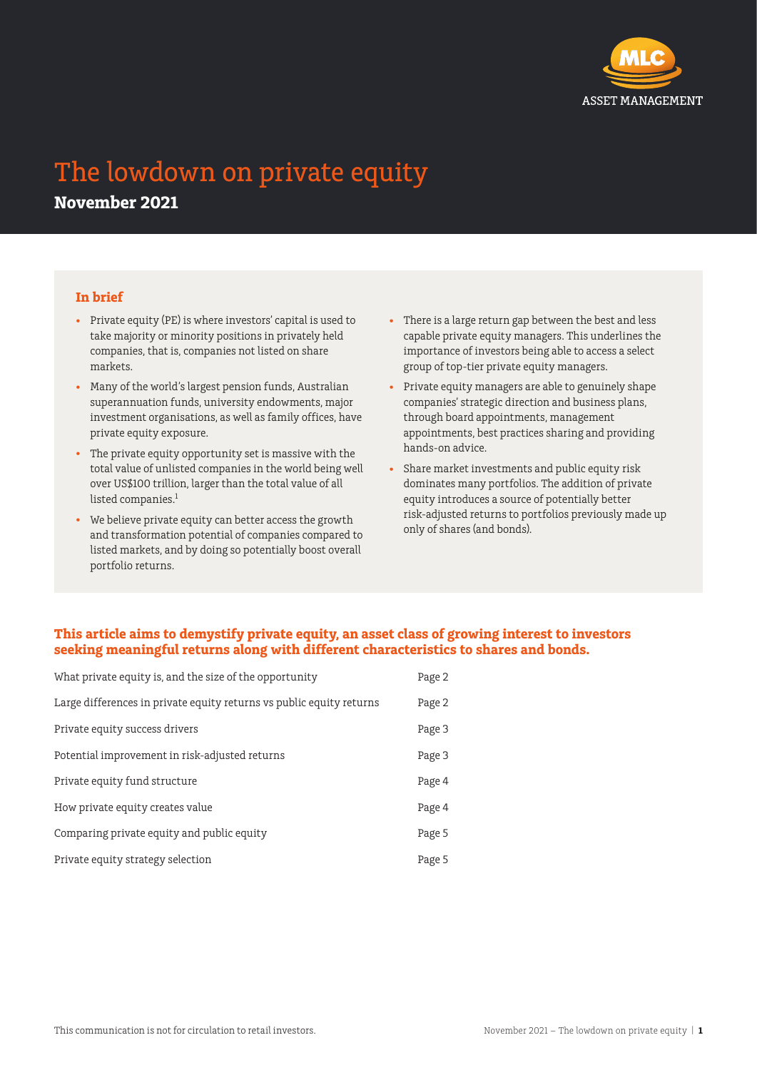MLC ASSET MANAGEMENT

# The lowdown on private equity

## November 2021

### In brief

- Private equity (PE) is where investors' capital is used to take majority or minority positions in privately held companies, that is, companies not listed on share markets.
- Many of the world's largest pension funds, Australian superannuation funds, university endowments, major investment organisations, as well as family offices, have private equity exposure.
- The private equity opportunity set is massive with the total value of unlisted companies in the world being well over US$100 trillion, larger than the total value of all listed companies.[1]
- We believe private equity can better access the growth and transformation potential of companies compared to listed markets, and by doing so potentially boost overall portfolio returns.
- There is a large return gap between the best and less capable private equity managers. This underlines the importance of investors being able to access a select group of top-tier private equity managers.
- Private equity managers are able to genuinely shape companies' strategic direction and business plans, through board appointments, management appointments, best practices sharing and providing hands-on advice.
- Share market investments and public equity risk dominates many portfolios. The addition of private equity introduces a source of potentially better risk-adjusted returns to portfolios previously made up only of shares (and bonds).

**This article aims to demystify private equity, an asset class of growing interest to investors seeking meaningful returns along with different characteristics to shares and bonds.**

| | |
|---|---|
| What private equity is, and the size of the opportunity | Page 2 |
| Large differences in private equity returns vs public equity returns | Page 2 |
| Private equity success drivers | Page 3 |
| Potential improvement in risk-adjusted returns | Page 3 |
| Private equity fund structure | Page 4 |
| How private equity creates value | Page 4 |
| Comparing private equity and public equity | Page 5 |
| Private equity strategy selection | Page 5 |

This communication is not for circulation to retail investors.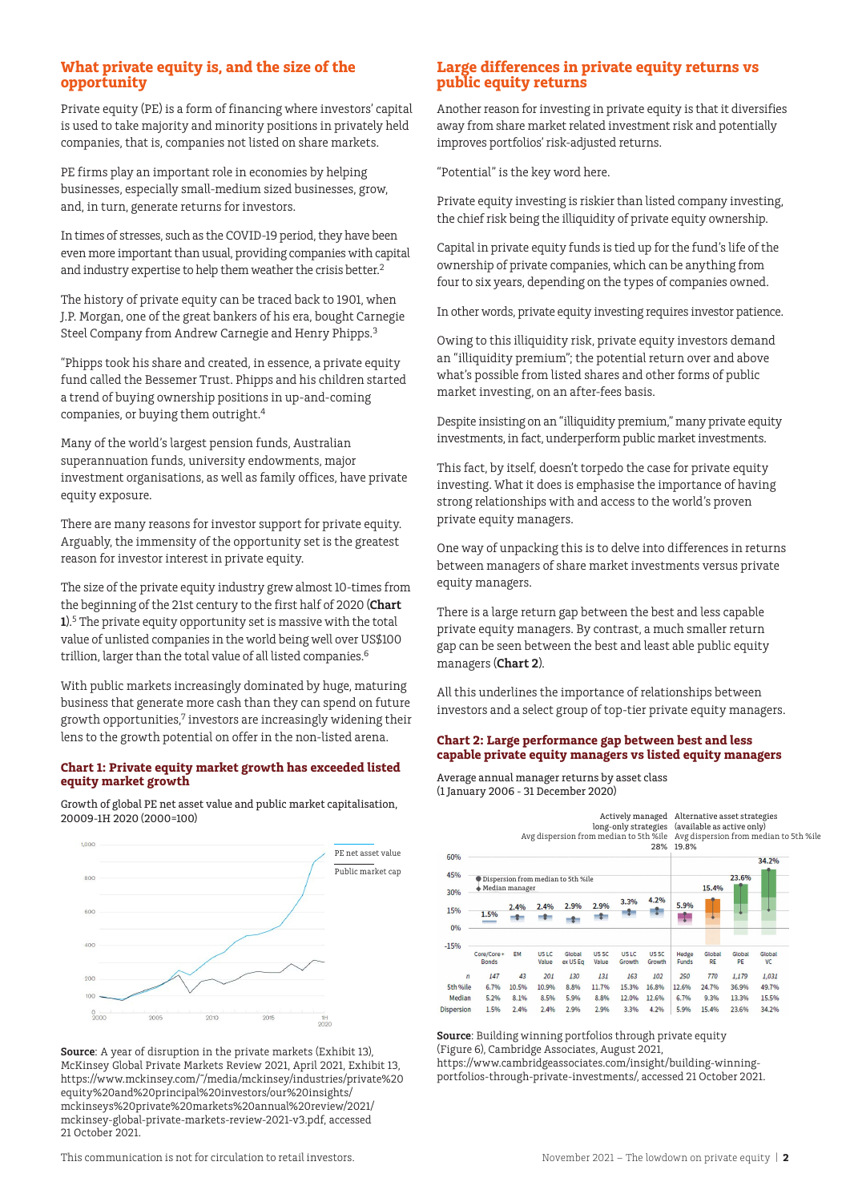## What private equity is, and the size of the opportunity

Private equity (PE) is a form of financing where investors' capital is used to take majority and minority positions in privately held companies, that is, companies not listed on share markets.

PE firms play an important role in economies by helping businesses, especially small-medium sized businesses, grow, and, in turn, generate returns for investors.

In times of stresses, such as the COVID-19 period, they have been even more important than usual, providing companies with capital and industry expertise to help them weather the crisis better.[2]

The history of private equity can be traced back to 1901, when J.P. Morgan, one of the great bankers of his era, bought Carnegie Steel Company from Andrew Carnegie and Henry Phipps.[3]

"Phipps took his share and created, in essence, a private equity fund called the Bessemer Trust. Phipps and his children started a trend of buying ownership positions in up-and-coming companies, or buying them outright.[4]

Many of the world's largest pension funds, Australian superannuation funds, university endowments, major investment organisations, as well as family offices, have private equity exposure.

There are many reasons for investor support for private equity. Arguably, the immensity of the opportunity set is the greatest reason for investor interest in private equity.

The size of the private equity industry grew almost 10-times from the beginning of the 21st century to the first half of 2020 (**Chart 1**).[5] The private equity opportunity set is massive with the total value of unlisted companies in the world being well over US$100 trillion, larger than the total value of all listed companies.[6]

With public markets increasingly dominated by huge, maturing business that generate more cash than they can spend on future growth opportunities,[7] investors are increasingly widening their lens to the growth potential on offer in the non-listed arena.

### Chart 1: Private equity market growth has exceeded listed equity market growth

Growth of global PE net asset value and public market capitalisation, 20009-1H 2020 (2000=100)

**Source**: A year of disruption in the private markets (Exhibit 13), McKinsey Global Private Markets Review 2021, April 2021, Exhibit 13, https://www.mckinsey.com/~/media/mckinsey/industries/private%20equity%20and%20principal%20investors/our%20insights/mckinseys%20private%20markets%20annual%20review/2021/mckinsey-global-private-markets-review-2021-v3.pdf, accessed 21 October 2021.

## Large differences in private equity returns vs public equity returns

Another reason for investing in private equity is that it diversifies away from share market related investment risk and potentially improves portfolios' risk-adjusted returns.

"Potential" is the key word here.

Private equity investing is riskier than listed company investing, the chief risk being the illiquidity of private equity ownership.

Capital in private equity funds is tied up for the fund's life of the ownership of private companies, which can be anything from four to six years, depending on the types of companies owned.

In other words, private equity investing requires investor patience.

Owing to this illiquidity risk, private equity investors demand an "illiquidity premium"; the potential return over and above what's possible from listed shares and other forms of public market investing, on an after-fees basis.

Despite insisting on an "illiquidity premium," many private equity investments, in fact, underperform public market investments.

This fact, by itself, doesn't torpedo the case for private equity investing. What it does is emphasise the importance of having strong relationships with and access to the world's proven private equity managers.

One way of unpacking this is to delve into differences in returns between managers of share market investments versus private equity managers.

There is a large return gap between the best and less capable private equity managers. By contrast, a much smaller return gap can be seen between the best and least able public equity managers (**Chart 2**).

All this underlines the importance of relationships between investors and a select group of top-tier private equity managers.

### Chart 2: Large performance gap between best and less capable private equity managers vs listed equity managers

Average annual manager returns by asset class
(1 January 2006 - 31 December 2020)

| | Core/Core+ Bonds | EM | US LC Value | Global ex US Eq | US SC Value | US LC Growth | US SC Growth | Hedge Funds | Global RE | Global PE | Global VC |
|---|---|---|---|---|---|---|---|---|---|---|---|
| n | 147 | 43 | 201 | 130 | 131 | 163 | 102 | 250 | 770 | 1,179 | 1,031 |
| 5th %ile | 6.7% | 10.5% | 10.9% | 8.8% | 11.7% | 15.3% | 16.8% | 12.6% | 24.7% | 36.9% | 49.7% |
| Median | 5.2% | 8.1% | 8.5% | 5.9% | 8.8% | 12.0% | 12.6% | 6.7% | 9.3% | 13.3% | 15.5% |
| Dispersion | 1.5% | 2.4% | 2.4% | 2.9% | 2.9% | 3.3% | 4.2% | 5.9% | 15.4% | 23.6% | 34.2% |

Actively managed long-only strategies: Avg dispersion from median to 5th %ile 28%. Alternative asset strategies (available as active only): Avg dispersion from median to 5th %ile 19.8%.

**Source**: Building winning portfolios through private equity (Figure 6), Cambridge Associates, August 2021, https://www.cambridgeassociates.com/insight/building-winning-portfolios-through-private-investments/, accessed 21 October 2021.

This communication is not for circulation to retail investors.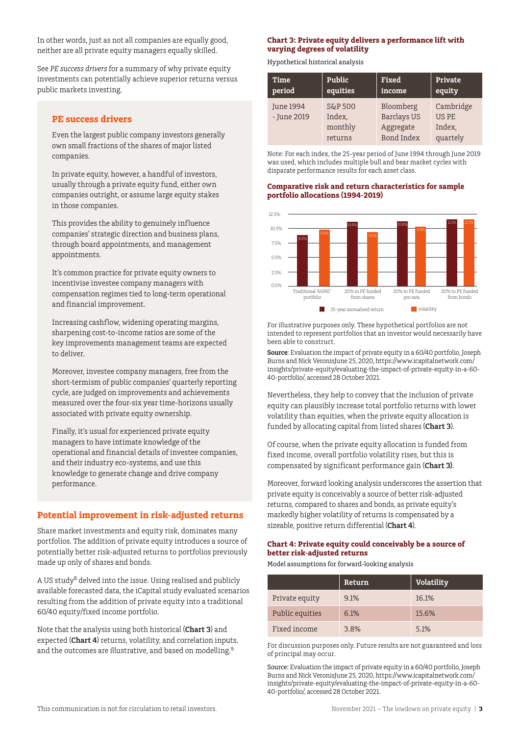In other words, just as not all companies are equally good, neither are all private equity managers equally skilled.

See *PE success drivers* for a summary of why private equity investments can potentially achieve superior returns versus public markets investing.

## PE success drivers

Even the largest public company investors generally own small fractions of the shares of major listed companies.

In private equity, however, a handful of investors, usually through a private equity fund, either own companies outright, or assume large equity stakes in those companies.

This provides the ability to genuinely influence companies' strategic direction and business plans, through board appointments, and management appointments.

It's common practice for private equity owners to incentivise investee company managers with compensation regimes tied to long-term operational and financial improvement.

Increasing cashflow, widening operating margins, sharpening cost-to-income ratios are some of the key improvements management teams are expected to deliver.

Moreover, investee company managers, free from the short-termism of public companies' quarterly reporting cycle, are judged on improvements and achievements measured over the four-six year time-horizons usually associated with private equity ownership.

Finally, it's usual for experienced private equity managers to have intimate knowledge of the operational and financial details of investee companies, and their industry eco-systems, and use this knowledge to generate change and drive company performance.

## Potential improvement in risk-adjusted returns

Share market investments and equity risk, dominates many portfolios. The addition of private equity introduces a source of potentially better risk-adjusted returns to portfolios previously made up only of shares and bonds.

A US study[8] delved into the issue. Using realised and publicly available forecasted data, the iCapital study evaluated scenarios resulting from the addition of private equity into a traditional 60/40 equity/fixed income portfolio.

Note that the analysis using both historical (**Chart 3**) and expected (**Chart 4**) returns, volatility, and correlation inputs, and the outcomes are illustrative, and based on modelling.[9]

### Chart 3: Private equity delivers a performance lift with varying degrees of volatility

Hypothetical historical analysis

| Time period | Public equities | Fixed income | Private equity |
|---|---|---|---|
| June 1994 - June 2019 | S&P 500 Index, monthly returns | Bloomberg Barclays US Aggregate Bond Index | Cambridge US PE Index, quartely |

Note: For each index, the 25-year period of June 1994 through June 2019 was used, which includes multiple bull and bear market cycles with disparate performance results for each asset class.

### Comparative risk and return characteristics for sample portfolio allocations (1994-2019)

| Portfolio | 25-year annualised return | volatility |
|---|---|---|
| Traditional '60/40' portfolio | 8.5% | 9.4% |
| 20% to PE funded from shares | 10.6% | 9.0% |
| 20% to PE funded pro rata | 10.8% | 9.9% |
| 20% to PE funded from bonds | 11.1% | 11.1% |

For illustrative purposes only. These hypothetical portfolios are not intended to represent portfolios that an investor would necessarily have been able to construct.

**Source**: Evaluation the impact of private equity in a 60/40 portfolio, Joseph Burns and Nick VeronisJune 25, 2020, https://www.icapitalnetwork.com/insights/private-equity/evaluating-the-impact-of-private-equity-in-a-60-40-portfolio/, accessed 28 October 2021.

Nevertheless, they help to convey that the inclusion of private equity can plausibly increase total portfolio returns with lower volatility than equities, when the private equity allocation is funded by allocating capital from listed shares (**Chart 3**).

Of course, when the private equity allocation is funded from fixed income, overall portfolio volatility rises, but this is compensated by significant performance gain (**Chart 3**).

Moreover, forward looking analysis underscores the assertion that private equity is conceivably a source of better risk-adjusted returns, compared to shares and bonds, as private equity's markedly higher volatility of returns is compensated by a sizeable, positive return differential (**Chart 4**).

### Chart 4: Private equity could conceivably be a source of better risk-adjusted returns

Model assumptions for forward-looking analysis

| | Return | Volatility |
|---|---|---|
| Private equity | 9.1% | 16.1% |
| Public equities | 6.1% | 15.6% |
| Fixed income | 3.8% | 5.1% |

For discussion purposes only. Future results are not guaranteed and loss of principal may occur.

Source: Evaluation the impact of private equity in a 60/40 portfolio, Joseph Burns and Nick VeronisJune 25, 2020, https://www.icapitalnetwork.com/insights/private-equity/evaluating-the-impact-of-private-equity-in-a-60-40-portfolio/, accessed 28 October 2021.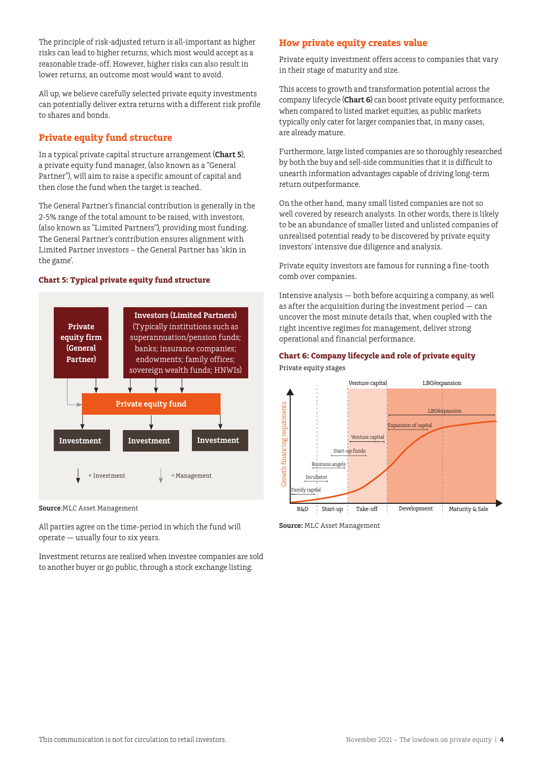The principle of risk-adjusted return is all-important as higher risks can lead to higher returns, which most would accept as a reasonable trade-off. However, higher risks can also result in lower returns, an outcome most would want to avoid.

All up, we believe carefully selected private equity investments can potentially deliver extra returns with a different risk profile to shares and bonds.

## Private equity fund structure

In a typical private capital structure arrangement (**Chart 5**), a private equity fund manager, (also known as a "General Partner"), will aim to raise a specific amount of capital and then close the fund when the target is reached.

The General Partner's financial contribution is generally in the 2-5% range of the total amount to be raised, with investors, (also known as "Limited Partners"), providing most funding. The General Partner's contribution ensures alignment with Limited Partner investors – the General Partner has 'skin in the game'.

### Chart 5: Typical private equity fund structure

**Private equity firm (General Partner)**

**Investors (Limited Partners)** (Typically institutions such as superannuation/pension funds; banks; insurance companies; endowments; family offices; sovereign wealth funds; HNWIs)

**Private equity fund**

**Investment** | **Investment** | **Investment**

↓ = Investment ↓ = Management

**Source**:MLC Asset Management

All parties agree on the time-period in which the fund will operate — usually four to six years.

Investment returns are realised when investee companies are sold to another buyer or go public, through a stock exchange listing.

## How private equity creates value

Private equity investment offers access to companies that vary in their stage of maturity and size.

This access to growth and transformation potential across the company lifecycle (**Chart 6**) can boost private equity performance, when compared to listed market equities, as public markets typically only cater for larger companies that, in many cases, are already mature.

Furthermore, large listed companies are so thoroughly researched by both the buy and sell-side communities that it is difficult to unearth information advantages capable of driving long-term return outperformance.

On the other hand, many small listed companies are not so well covered by research analysts. In other words, there is likely to be an abundance of smaller listed and unlisted companies of unrealised potential ready to be discovered by private equity investors' intensive due diligence and analysis.

Private equity investors are famous for running a fine-tooth comb over companies.

Intensive analysis — both before acquiring a company, as well as after the acquisition during the investment period — can uncover the most minute details that, when coupled with the right incentive regimes for management, deliver strong operational and financial performance.

### Chart 6: Company lifecycle and role of private equity

Private equity stages

Venture capital | LBO/expansion

Growth financing requirements

LBO/expansion; Expansion of capital; Venture capital; Start-up funds; Business angels; Incubator; Family capital

R&D | Start-up | Take-off | Development | Maturity & Sale

**Source:** MLC Asset Management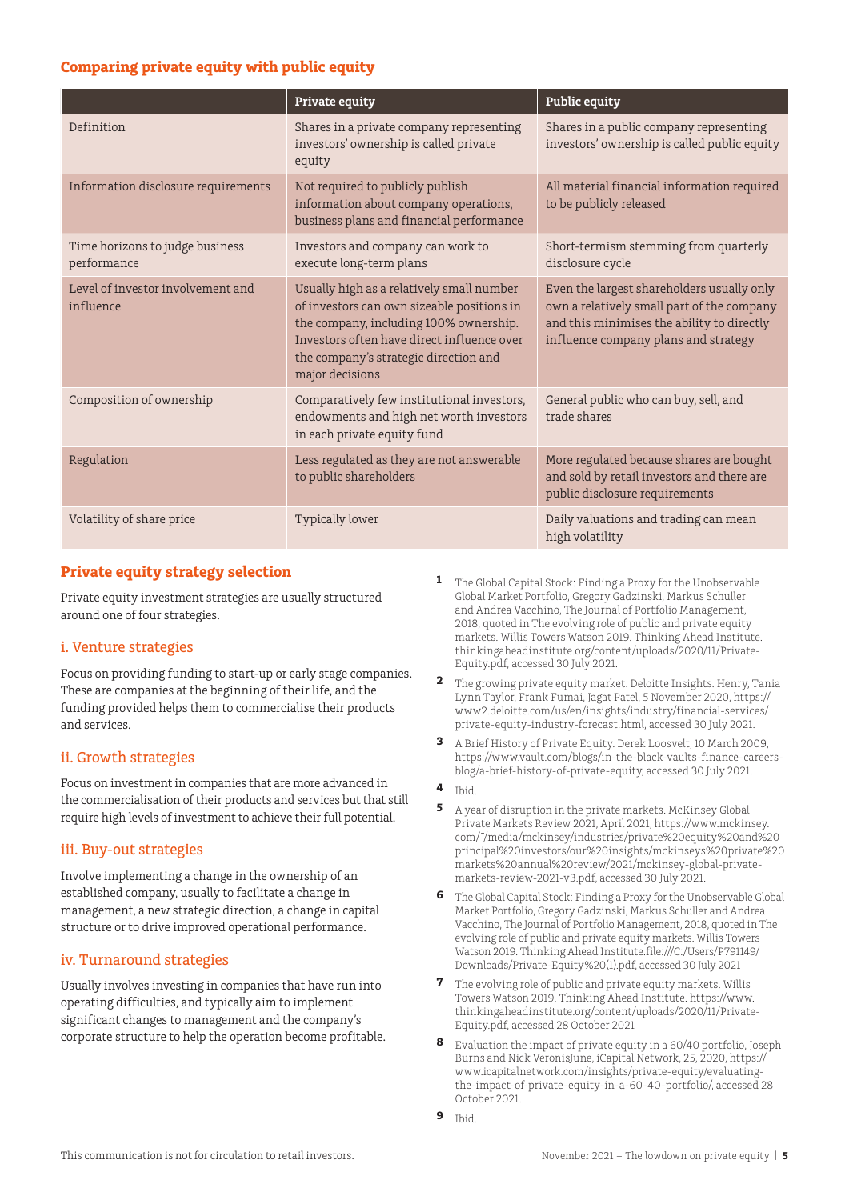## Comparing private equity with public equity

| | Private equity | Public equity |
|---|---|---|
| Definition | Shares in a private company representing investors' ownership is called private equity | Shares in a public company representing investors' ownership is called public equity |
| Information disclosure requirements | Not required to publicly publish information about company operations, business plans and financial performance | All material financial information required to be publicly released |
| Time horizons to judge business performance | Investors and company can work to execute long-term plans | Short-termism stemming from quarterly disclosure cycle |
| Level of investor involvement and influence | Usually high as a relatively small number of investors can own sizeable positions in the company, including 100% ownership. Investors often have direct influence over the company's strategic direction and major decisions | Even the largest shareholders usually only own a relatively small part of the company and this minimises the ability to directly influence company plans and strategy |
| Composition of ownership | Comparatively few institutional investors, endowments and high net worth investors in each private equity fund | General public who can buy, sell, and trade shares |
| Regulation | Less regulated as they are not answerable to public shareholders | More regulated because shares are bought and sold by retail investors and there are public disclosure requirements |
| Volatility of share price | Typically lower | Daily valuations and trading can mean high volatility |

## Private equity strategy selection

Private equity investment strategies are usually structured around one of four strategies.

### i. Venture strategies

Focus on providing funding to start-up or early stage companies. These are companies at the beginning of their life, and the funding provided helps them to commercialise their products and services.

### ii. Growth strategies

Focus on investment in companies that are more advanced in the commercialisation of their products and services but that still require high levels of investment to achieve their full potential.

### iii. Buy-out strategies

Involve implementing a change in the ownership of an established company, usually to facilitate a change in management, a new strategic direction, a change in capital structure or to drive improved operational performance.

### iv. Turnaround strategies

Usually involves investing in companies that have run into operating difficulties, and typically aim to implement significant changes to management and the company's corporate structure to help the operation become profitable.

1. The Global Capital Stock: Finding a Proxy for the Unobservable Global Market Portfolio, Gregory Gadzinski, Markus Schuller and Andrea Vacchino, The Journal of Portfolio Management, 2018, quoted in The evolving role of public and private equity markets. Willis Towers Watson 2019. Thinking Ahead Institute. thinkingaheadinstitute.org/content/uploads/2020/11/Private-Equity.pdf, accessed 30 July 2021.
2. The growing private equity market. Deloitte Insights. Henry, Tania Lynn Taylor, Frank Fumai, Jagat Patel, 5 November 2020, https://www2.deloitte.com/us/en/insights/industry/financial-services/private-equity-industry-forecast.html, accessed 30 July 2021.
3. A Brief History of Private Equity. Derek Loosvelt, 10 March 2009, https://www.vault.com/blogs/in-the-black-vaults-finance-careers-blog/a-brief-history-of-private-equity, accessed 30 July 2021.
4. Ibid.
5. A year of disruption in the private markets. McKinsey Global Private Markets Review 2021, April 2021, https://www.mckinsey.com/~/media/mckinsey/industries/private%20equity%20and%20principal%20investors/our%20insights/mckinseys%20private%20markets%20annual%20review/2021/mckinsey-global-private-markets-review-2021-v3.pdf, accessed 30 July 2021.
6. The Global Capital Stock: Finding a Proxy for the Unobservable Global Market Portfolio, Gregory Gadzinski, Markus Schuller and Andrea Vacchino, The Journal of Portfolio Management, 2018, quoted in The evolving role of public and private equity markets. Willis Towers Watson 2019. Thinking Ahead Institute.file:///C:/Users/P791149/Downloads/Private-Equity%20(1).pdf, accessed 30 July 2021
7. The evolving role of public and private equity markets. Willis Towers Watson 2019. Thinking Ahead Institute. https://www.thinkingaheadinstitute.org/content/uploads/2020/11/Private-Equity.pdf, accessed 28 October 2021
8. Evaluation the impact of private equity in a 60/40 portfolio, Joseph Burns and Nick VeronisJune, iCapital Network, 25, 2020, https://www.icapitalnetwork.com/insights/private-equity/evaluating-the-impact-of-private-equity-in-a-60-40-portfolio/, accessed 28 October 2021.
9. Ibid.

This communication is not for circulation to retail investors.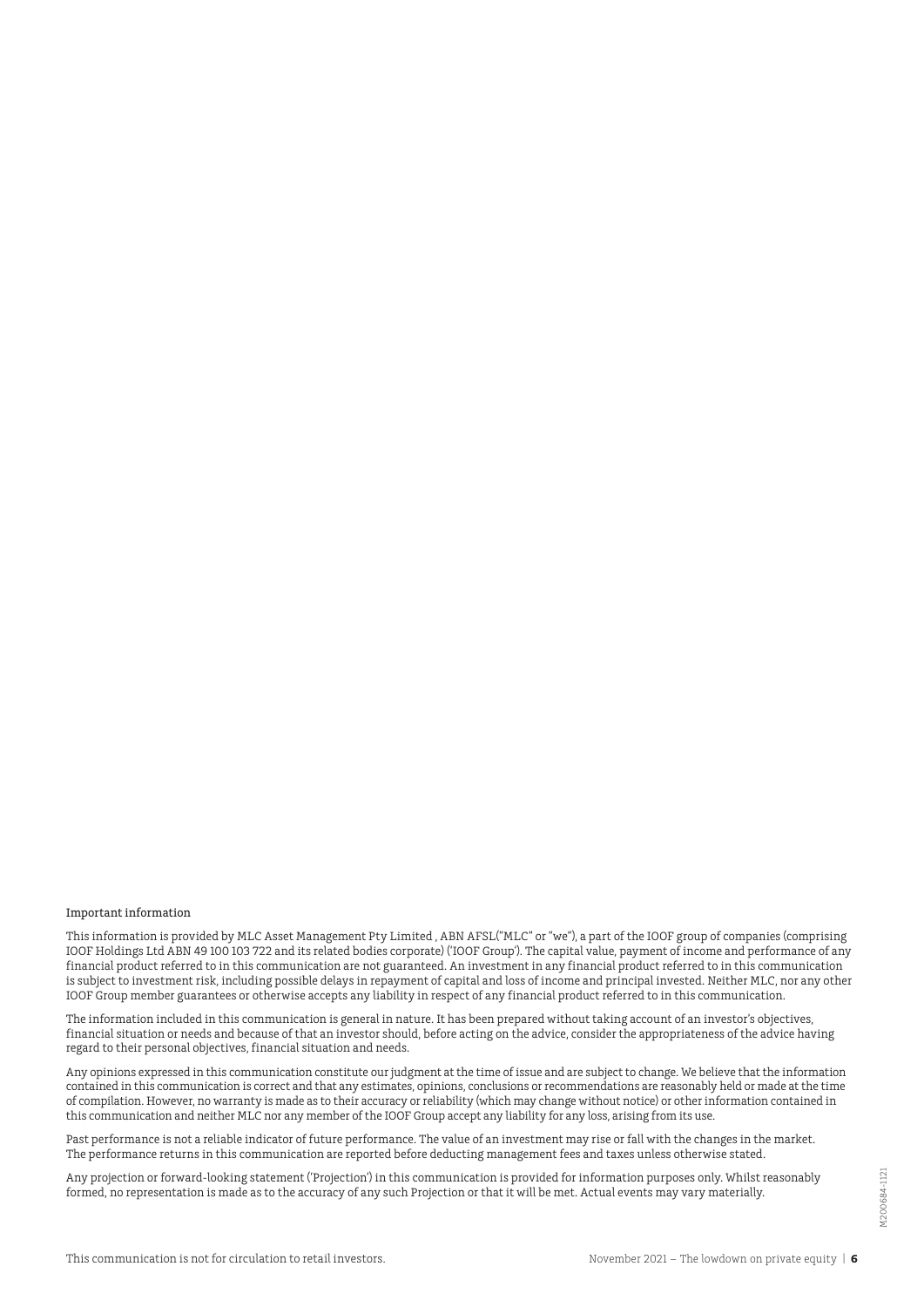Important information

This information is provided by MLC Asset Management Pty Limited , ABN AFSL("MLC" or "we"), a part of the IOOF group of companies (comprising IOOF Holdings Ltd ABN 49 100 103 722 and its related bodies corporate) ('IOOF Group'). The capital value, payment of income and performance of any financial product referred to in this communication are not guaranteed. An investment in any financial product referred to in this communication is subject to investment risk, including possible delays in repayment of capital and loss of income and principal invested. Neither MLC, nor any other IOOF Group member guarantees or otherwise accepts any liability in respect of any financial product referred to in this communication.

The information included in this communication is general in nature. It has been prepared without taking account of an investor's objectives, financial situation or needs and because of that an investor should, before acting on the advice, consider the appropriateness of the advice having regard to their personal objectives, financial situation and needs.

Any opinions expressed in this communication constitute our judgment at the time of issue and are subject to change. We believe that the information contained in this communication is correct and that any estimates, opinions, conclusions or recommendations are reasonably held or made at the time of compilation. However, no warranty is made as to their accuracy or reliability (which may change without notice) or other information contained in this communication and neither MLC nor any member of the IOOF Group accept any liability for any loss, arising from its use.

Past performance is not a reliable indicator of future performance. The value of an investment may rise or fall with the changes in the market. The performance returns in this communication are reported before deducting management fees and taxes unless otherwise stated.

Any projection or forward-looking statement ('Projection') in this communication is provided for information purposes only. Whilst reasonably formed, no representation is made as to the accuracy of any such Projection or that it will be met. Actual events may vary materially.

This communication is not for circulation to retail investors.

M200684-1121